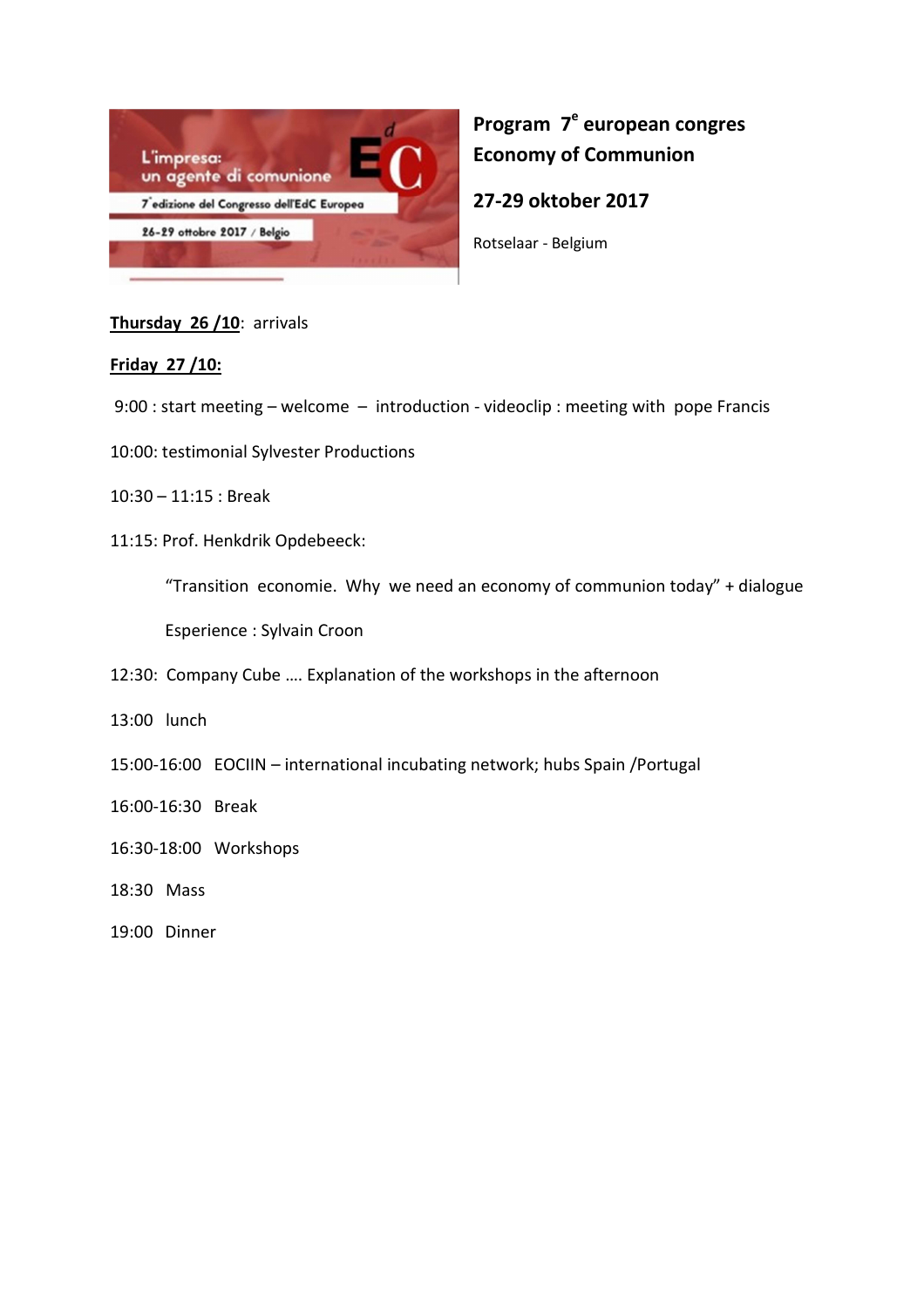L'impresa:
un agente di comunione

7° edizione del Congresso dell'EdC Europea

26-29 ottobre 2017 / Belgio

**Program 7$^{e}$ european congres Economy of Communion**

**27-29 oktober 2017**

Rotselaar - Belgium

**Thursday 26 /10**: arrivals

**Friday 27 /10:**

9:00 : start meeting – welcome – introduction - videoclip : meeting with pope Francis

10:00: testimonial Sylvester Productions

10:30 – 11:15 : Break

11:15: Prof. Henkdrik Opdebeeck:

"Transition economie. Why we need an economy of communion today" + dialogue

Esperience : Sylvain Croon

12:30: Company Cube …. Explanation of the workshops in the afternoon

13:00 lunch

15:00-16:00 EOCIIN – international incubating network; hubs Spain /Portugal

16:00-16:30 Break

16:30-18:00 Workshops

18:30 Mass

19:00 Dinner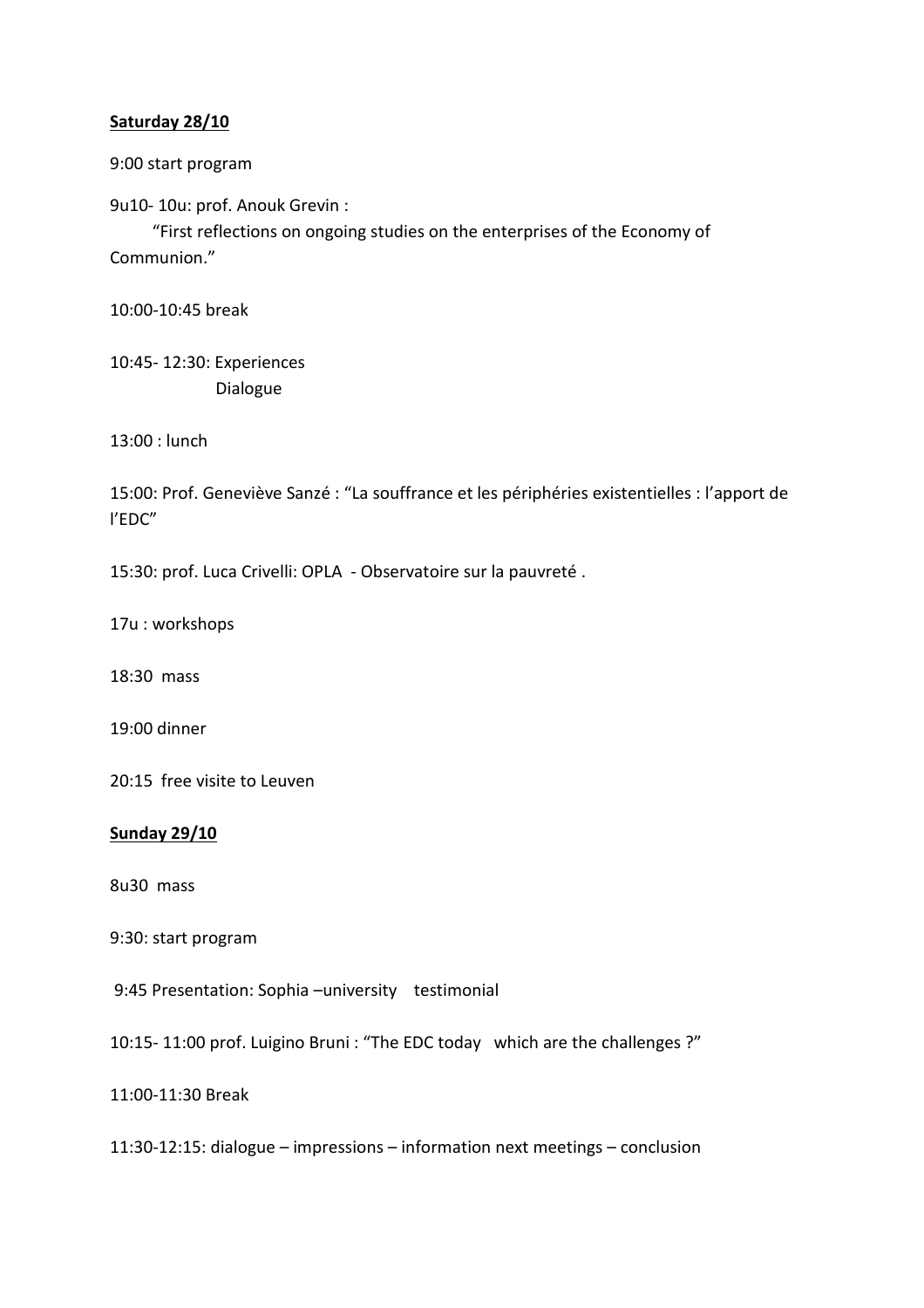**Saturday 28/10**

9:00 start program

9u10- 10u: prof. Anouk Grevin :

“First reflections on ongoing studies on the enterprises of the Economy of Communion.”

10:00-10:45 break

10:45- 12:30: Experiences
Dialogue

13:00 : lunch

15:00: Prof. Geneviève Sanzé : “La souffrance et les périphéries existentielles : l’apport de l’EDC”

15:30: prof. Luca Crivelli: OPLA - Observatoire sur la pauvreté .

17u : workshops

18:30 mass

19:00 dinner

20:15 free visite to Leuven

**Sunday 29/10**

8u30 mass

9:30: start program

9:45 Presentation: Sophia –university testimonial

10:15- 11:00 prof. Luigino Bruni : “The EDC today which are the challenges ?”

11:00-11:30 Break

11:30-12:15: dialogue – impressions – information next meetings – conclusion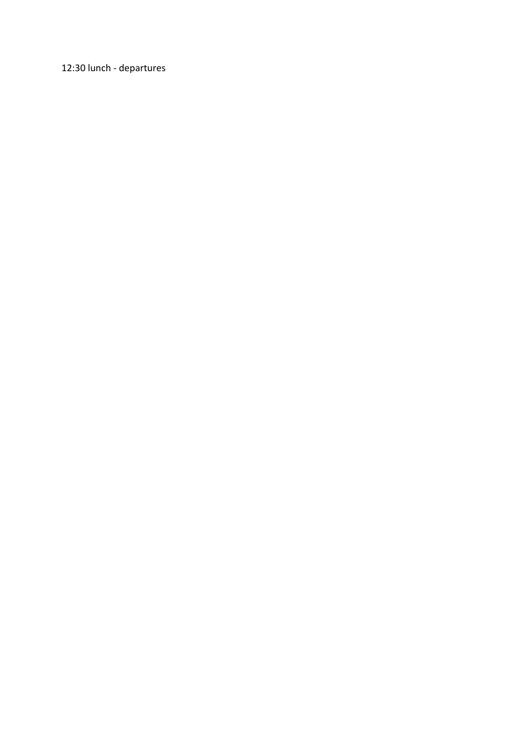12:30 lunch - departures